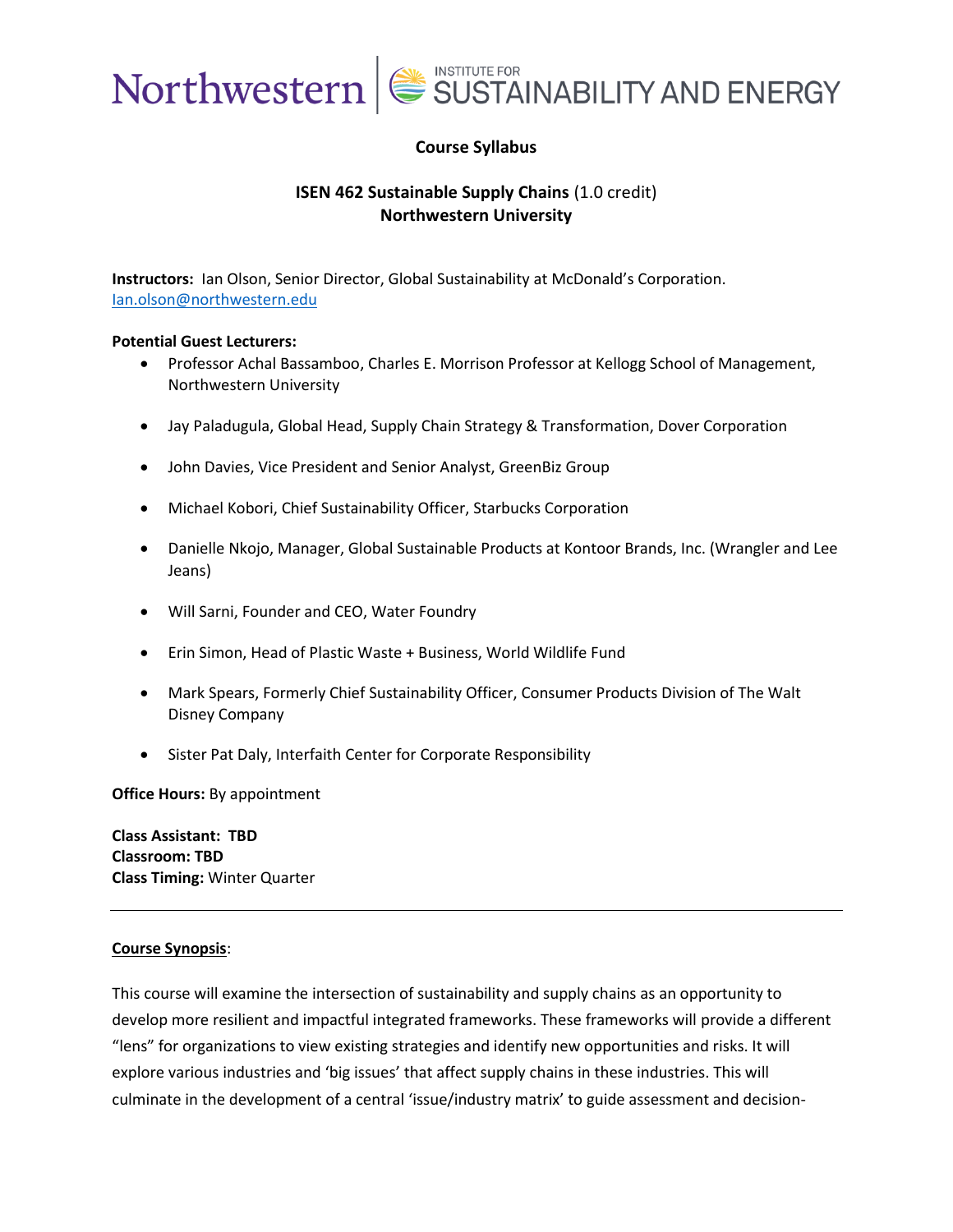**Course Syllabus**

**ISEN 462 Sustainable Supply Chains** (1.0 credit)
**Northwestern University**

**Instructors:** Ian Olson, Senior Director, Global Sustainability at McDonald's Corporation.
Ian.olson@northwestern.edu

**Potential Guest Lecturers:**

- Professor Achal Bassamboo, Charles E. Morrison Professor at Kellogg School of Management, Northwestern University
- Jay Paladugula, Global Head, Supply Chain Strategy & Transformation, Dover Corporation
- John Davies, Vice President and Senior Analyst, GreenBiz Group
- Michael Kobori, Chief Sustainability Officer, Starbucks Corporation
- Danielle Nkojo, Manager, Global Sustainable Products at Kontoor Brands, Inc. (Wrangler and Lee Jeans)
- Will Sarni, Founder and CEO, Water Foundry
- Erin Simon, Head of Plastic Waste + Business, World Wildlife Fund
- Mark Spears, Formerly Chief Sustainability Officer, Consumer Products Division of The Walt Disney Company
- Sister Pat Daly, Interfaith Center for Corporate Responsibility

**Office Hours:** By appointment

**Class Assistant: TBD**
**Classroom: TBD**
**Class Timing:** Winter Quarter

---

**Course Synopsis**:

This course will examine the intersection of sustainability and supply chains as an opportunity to develop more resilient and impactful integrated frameworks. These frameworks will provide a different "lens" for organizations to view existing strategies and identify new opportunities and risks. It will explore various industries and 'big issues' that affect supply chains in these industries. This will culminate in the development of a central 'issue/industry matrix' to guide assessment and decision-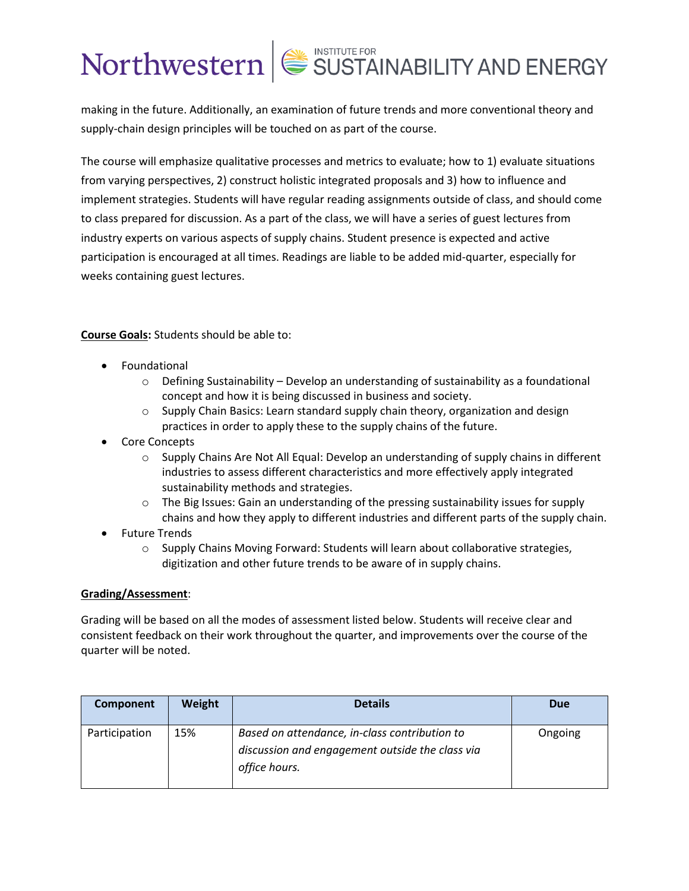making in the future. Additionally, an examination of future trends and more conventional theory and supply-chain design principles will be touched on as part of the course.

The course will emphasize qualitative processes and metrics to evaluate; how to 1) evaluate situations from varying perspectives, 2) construct holistic integrated proposals and 3) how to influence and implement strategies. Students will have regular reading assignments outside of class, and should come to class prepared for discussion. As a part of the class, we will have a series of guest lectures from industry experts on various aspects of supply chains. Student presence is expected and active participation is encouraged at all times. Readings are liable to be added mid-quarter, especially for weeks containing guest lectures.

**Course Goals:** Students should be able to:

- Foundational
  - Defining Sustainability – Develop an understanding of sustainability as a foundational concept and how it is being discussed in business and society.
  - Supply Chain Basics: Learn standard supply chain theory, organization and design practices in order to apply these to the supply chains of the future.
- Core Concepts
  - Supply Chains Are Not All Equal: Develop an understanding of supply chains in different industries to assess different characteristics and more effectively apply integrated sustainability methods and strategies.
  - The Big Issues: Gain an understanding of the pressing sustainability issues for supply chains and how they apply to different industries and different parts of the supply chain.
- Future Trends
  - Supply Chains Moving Forward: Students will learn about collaborative strategies, digitization and other future trends to be aware of in supply chains.

**Grading/Assessment**:

Grading will be based on all the modes of assessment listed below. Students will receive clear and consistent feedback on their work throughout the quarter, and improvements over the course of the quarter will be noted.

| Component | Weight | Details | Due |
|---|---|---|---|
| Participation | 15% | *Based on attendance, in-class contribution to discussion and engagement outside the class via office hours.* | Ongoing |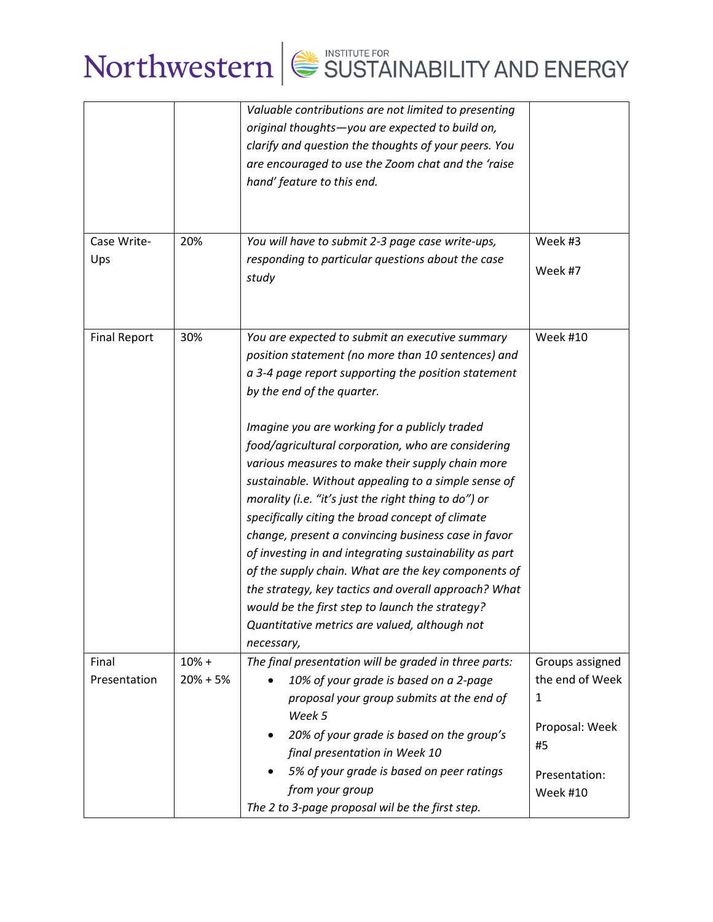| | | | |
|---|---|---|---|
| | | *Valuable contributions are not limited to presenting original thoughts—you are expected to build on, clarify and question the thoughts of your peers. You are encouraged to use the Zoom chat and the 'raise hand' feature to this end.* | |
| Case Write-Ups | 20% | *You will have to submit 2-3 page case write-ups, responding to particular questions about the case study* | Week #3<br><br>Week #7 |
| Final Report | 30% | *You are expected to submit an executive summary position statement (no more than 10 sentences) and a 3-4 page report supporting the position statement by the end of the quarter.*<br><br>*Imagine you are working for a publicly traded food/agricultural corporation, who are considering various measures to make their supply chain more sustainable. Without appealing to a simple sense of morality (i.e. "it's just the right thing to do") or specifically citing the broad concept of climate change, present a convincing business case in favor of investing in and integrating sustainability as part of the supply chain. What are the key components of the strategy, key tactics and overall approach? What would be the first step to launch the strategy? Quantitative metrics are valued, although not necessary,* | Week #10 |
| Final Presentation | 10% + 20% + 5% | *The final presentation will be graded in three parts:*<br>• *10% of your grade is based on a 2-page proposal your group submits at the end of Week 5*<br>• *20% of your grade is based on the group's final presentation in Week 10*<br>• *5% of your grade is based on peer ratings from your group*<br>*The 2 to 3-page proposal wil be the first step.* | Groups assigned the end of Week 1<br><br>Proposal: Week #5<br><br>Presentation: Week #10 |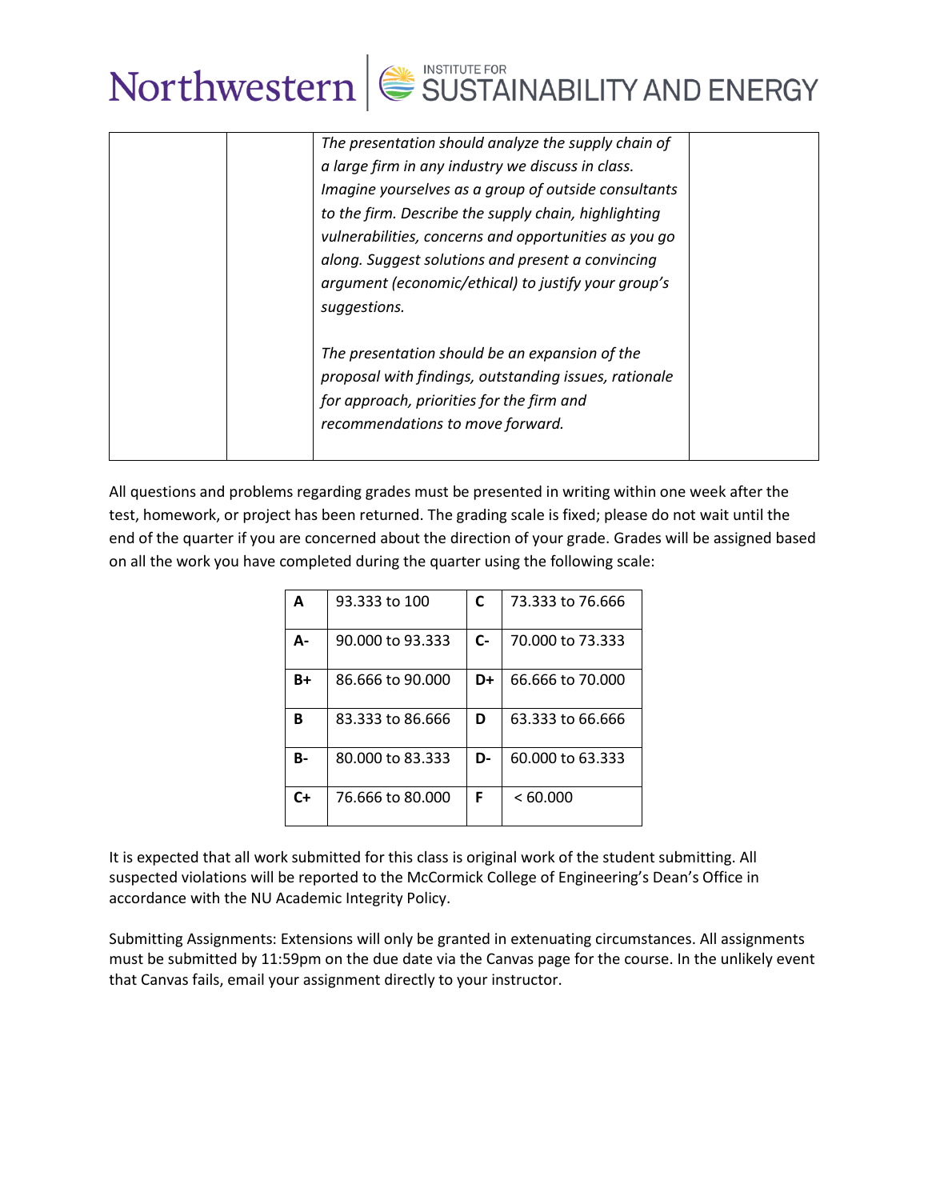| | | | |
|---|---|---|---|
| | | *The presentation should analyze the supply chain of a large firm in any industry we discuss in class. Imagine yourselves as a group of outside consultants to the firm. Describe the supply chain, highlighting vulnerabilities, concerns and opportunities as you go along. Suggest solutions and present a convincing argument (economic/ethical) to justify your group's suggestions.*<br><br>*The presentation should be an expansion of the proposal with findings, outstanding issues, rationale for approach, priorities for the firm and recommendations to move forward.* | |

All questions and problems regarding grades must be presented in writing within one week after the test, homework, or project has been returned. The grading scale is fixed; please do not wait until the end of the quarter if you are concerned about the direction of your grade. Grades will be assigned based on all the work you have completed during the quarter using the following scale:

| | | | |
|---|---|---|---|
| **A** | 93.333 to 100 | **C** | 73.333 to 76.666 |
| **A-** | 90.000 to 93.333 | **C-** | 70.000 to 73.333 |
| **B+** | 86.666 to 90.000 | **D+** | 66.666 to 70.000 |
| **B** | 83.333 to 86.666 | **D** | 63.333 to 66.666 |
| **B-** | 80.000 to 83.333 | **D-** | 60.000 to 63.333 |
| **C+** | 76.666 to 80.000 | **F** | < 60.000 |

It is expected that all work submitted for this class is original work of the student submitting. All suspected violations will be reported to the McCormick College of Engineering's Dean's Office in accordance with the NU Academic Integrity Policy.

Submitting Assignments: Extensions will only be granted in extenuating circumstances. All assignments must be submitted by 11:59pm on the due date via the Canvas page for the course. In the unlikely event that Canvas fails, email your assignment directly to your instructor.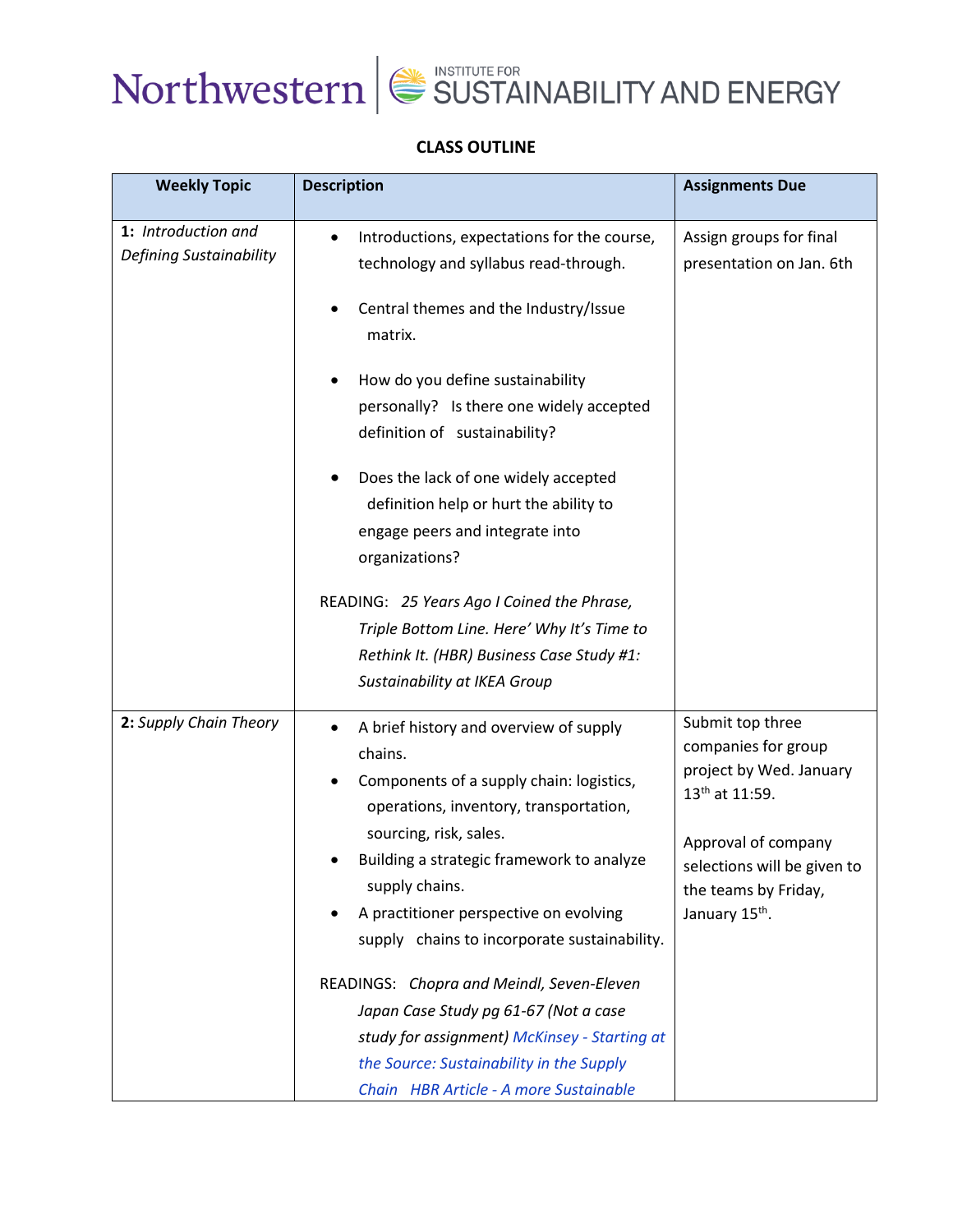## CLASS OUTLINE

| Weekly Topic | Description | Assignments Due |
|---|---|---|
| **1:** *Introduction and Defining Sustainability* | • Introductions, expectations for the course, technology and syllabus read-through.<br><br>• Central themes and the Industry/Issue matrix.<br><br>• How do you define sustainability personally? Is there one widely accepted definition of sustainability?<br><br>• Does the lack of one widely accepted definition help or hurt the ability to engage peers and integrate into organizations?<br><br>READING: *25 Years Ago I Coined the Phrase, Triple Bottom Line. Here' Why It's Time to Rethink It. (HBR) Business Case Study #1: Sustainability at IKEA Group* | Assign groups for final presentation on Jan. 6th |
| **2:** *Supply Chain Theory* | • A brief history and overview of supply chains.<br>• Components of a supply chain: logistics, operations, inventory, transportation, sourcing, risk, sales.<br>• Building a strategic framework to analyze supply chains.<br>• A practitioner perspective on evolving supply chains to incorporate sustainability.<br><br>READINGS: *Chopra and Meindl, Seven-Eleven Japan Case Study pg 61-67 (Not a case study for assignment) McKinsey - Starting at the Source: Sustainability in the Supply Chain HBR Article - A more Sustainable* | Submit top three companies for group project by Wed. January 13th at 11:59.<br><br>Approval of company selections will be given to the teams by Friday, January 15th. |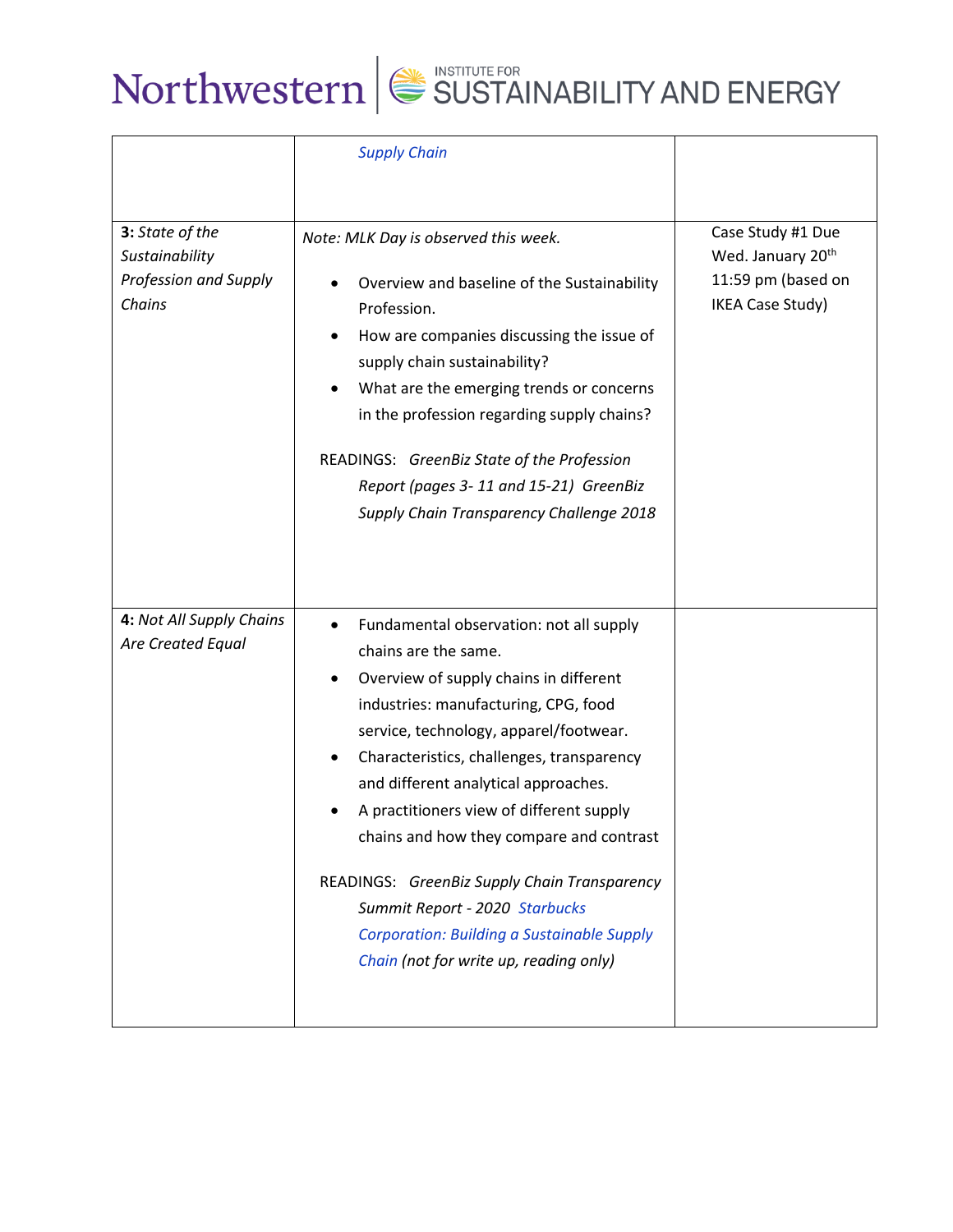| | | |
|---|---|---|
| | *Supply Chain* | |
| **3:** *State of the Sustainability Profession and Supply Chains* | *Note: MLK Day is observed this week.*<br><br>• Overview and baseline of the Sustainability Profession.<br>• How are companies discussing the issue of supply chain sustainability?<br>• What are the emerging trends or concerns in the profession regarding supply chains?<br><br>READINGS: *GreenBiz State of the Profession Report (pages 3- 11 and 15-21) GreenBiz Supply Chain Transparency Challenge 2018* | Case Study #1 Due Wed. January 20th 11:59 pm (based on IKEA Case Study) |
| **4:** *Not All Supply Chains Are Created Equal* | • Fundamental observation: not all supply chains are the same.<br>• Overview of supply chains in different industries: manufacturing, CPG, food service, technology, apparel/footwear.<br>• Characteristics, challenges, transparency and different analytical approaches.<br>• A practitioners view of different supply chains and how they compare and contrast<br><br>READINGS: *GreenBiz Supply Chain Transparency Summit Report - 2020 Starbucks Corporation: Building a Sustainable Supply Chain (not for write up, reading only)* | |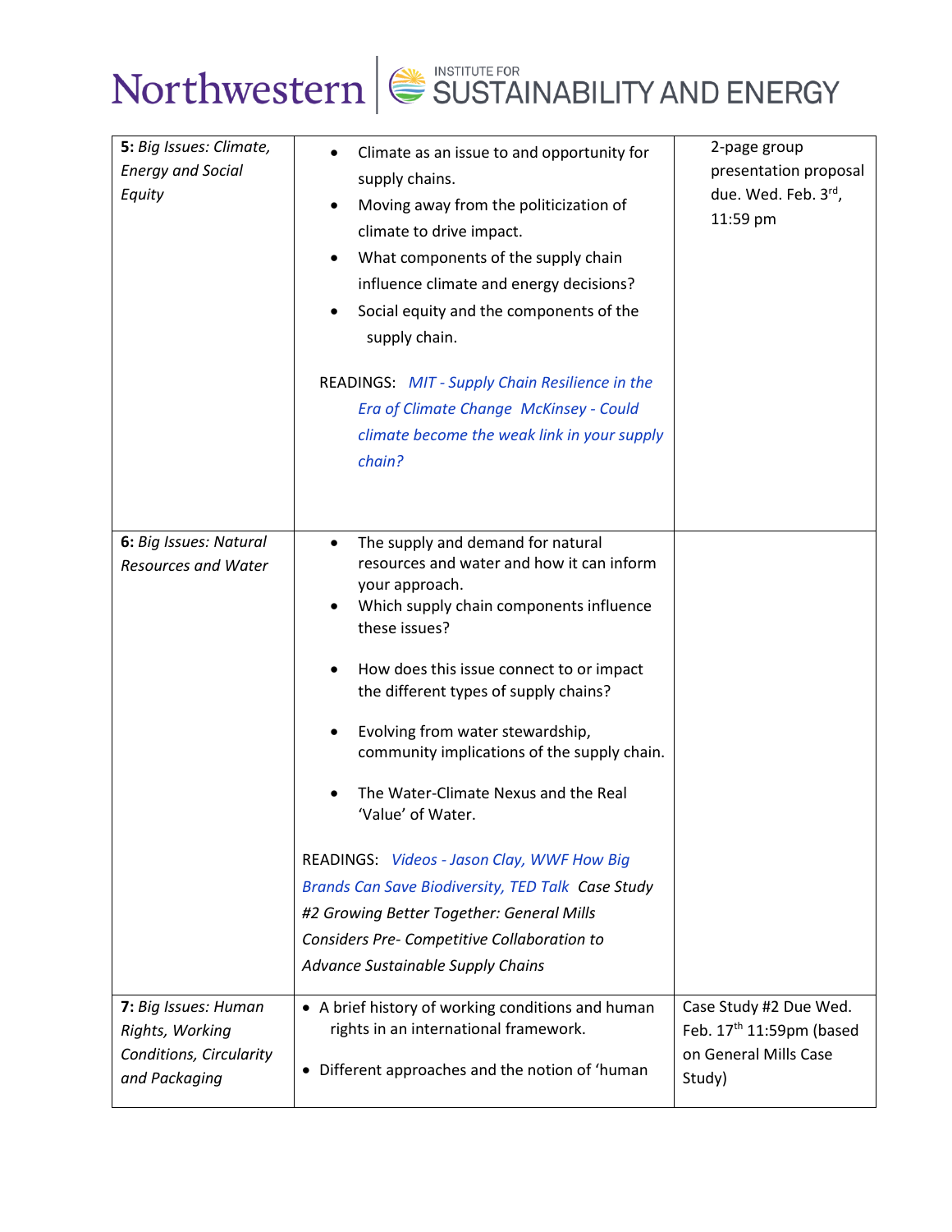| | | |
|---|---|---|
| **5:** *Big Issues: Climate, Energy and Social Equity* | • Climate as an issue to and opportunity for supply chains.<br>• Moving away from the politicization of climate to drive impact.<br>• What components of the supply chain influence climate and energy decisions?<br>• Social equity and the components of the supply chain.<br><br>READINGS: *MIT - Supply Chain Resilience in the Era of Climate Change* *McKinsey - Could climate become the weak link in your supply chain?* | 2-page group presentation proposal due. Wed. Feb. 3rd, 11:59 pm |
| **6:** *Big Issues: Natural Resources and Water* | • The supply and demand for natural resources and water and how it can inform your approach.<br>• Which supply chain components influence these issues?<br>• How does this issue connect to or impact the different types of supply chains?<br>• Evolving from water stewardship, community implications of the supply chain.<br>• The Water-Climate Nexus and the Real 'Value' of Water.<br><br>READINGS: *Videos - Jason Clay, WWF How Big Brands Can Save Biodiversity, TED Talk* *Case Study #2 Growing Better Together: General Mills Considers Pre- Competitive Collaboration to Advance Sustainable Supply Chains* | |
| **7:** *Big Issues: Human Rights, Working Conditions, Circularity and Packaging* | • A brief history of working conditions and human rights in an international framework.<br>• Different approaches and the notion of 'human | Case Study #2 Due Wed. Feb. 17th 11:59pm (based on General Mills Case Study) |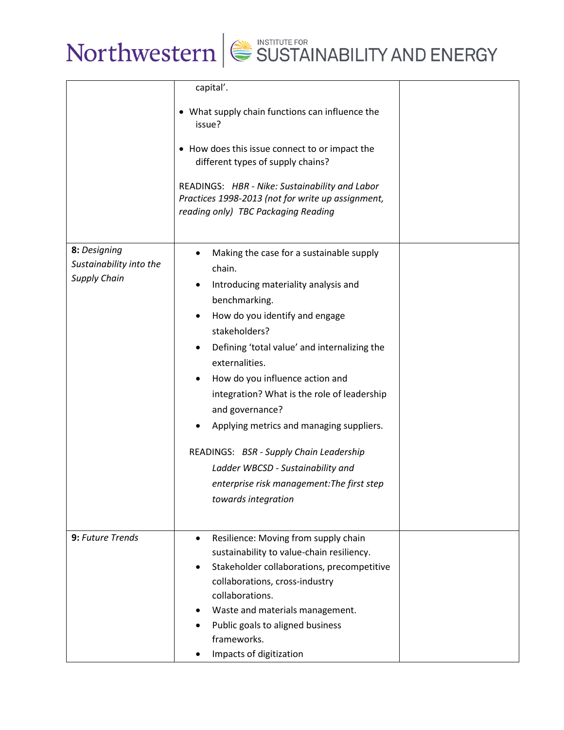| | | |
|---|---|---|
| | capital'.<br><br>• What supply chain functions can influence the issue?<br><br>• How does this issue connect to or impact the different types of supply chains?<br><br>READINGS: *HBR - Nike: Sustainability and Labor Practices 1998-2013 (not for write up assignment, reading only) TBC Packaging Reading* | |
| **8:** *Designing Sustainability into the Supply Chain* | • Making the case for a sustainable supply chain.<br>• Introducing materiality analysis and benchmarking.<br>• How do you identify and engage stakeholders?<br>• Defining 'total value' and internalizing the externalities.<br>• How do you influence action and integration? What is the role of leadership and governance?<br>• Applying metrics and managing suppliers.<br><br>READINGS: *BSR - Supply Chain Leadership Ladder WBCSD - Sustainability and enterprise risk management:The first step towards integration* | |
| **9:** *Future Trends* | • Resilience: Moving from supply chain sustainability to value-chain resiliency.<br>• Stakeholder collaborations, precompetitive collaborations, cross-industry collaborations.<br>• Waste and materials management.<br>• Public goals to aligned business frameworks.<br>• Impacts of digitization | |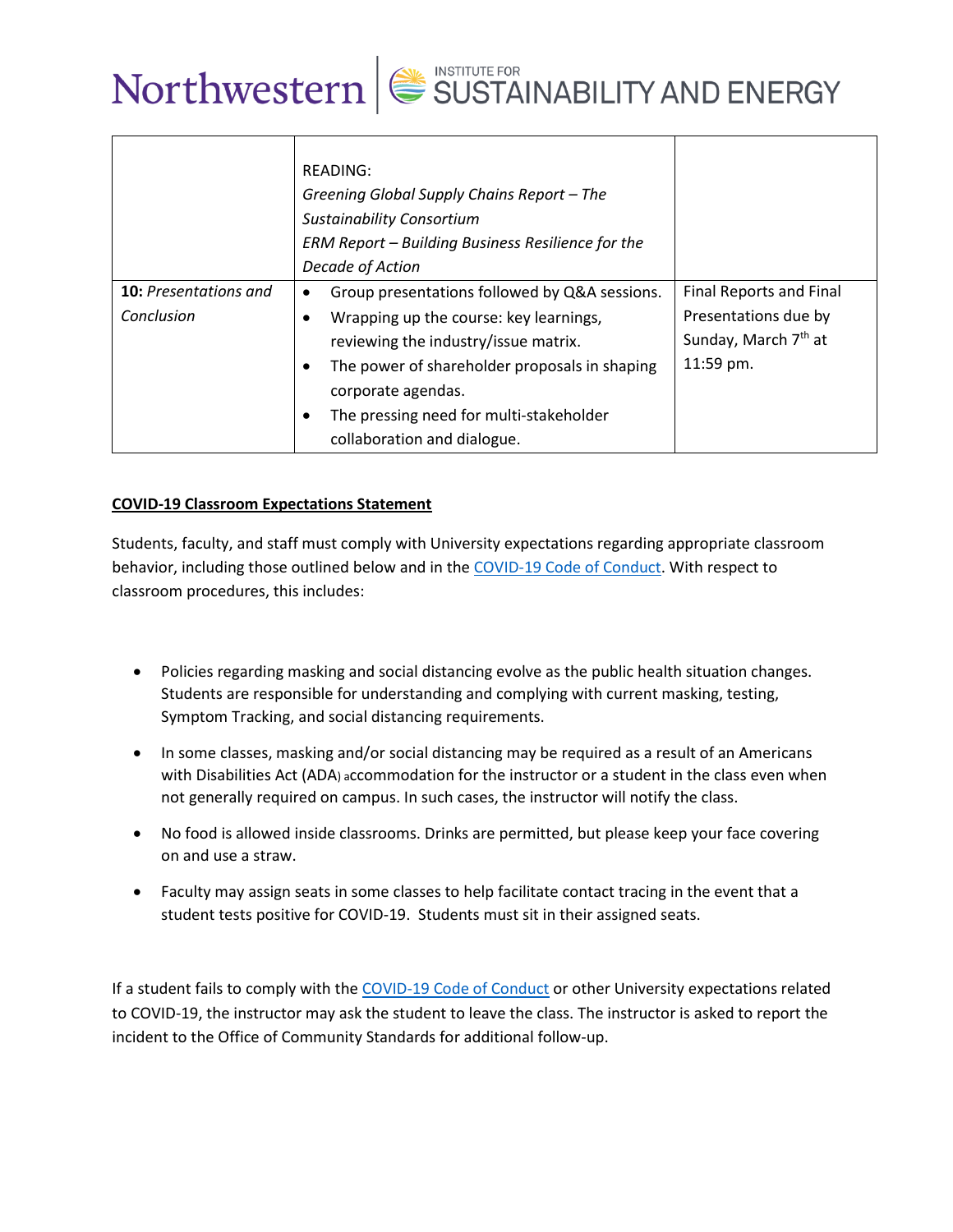| | | |
|---|---|---|
| | READING:<br>*Greening Global Supply Chains Report – The Sustainability Consortium*<br>*ERM Report – Building Business Resilience for the Decade of Action* | |
| **10:** *Presentations and Conclusion* | • Group presentations followed by Q&A sessions.<br>• Wrapping up the course: key learnings, reviewing the industry/issue matrix.<br>• The power of shareholder proposals in shaping corporate agendas.<br>• The pressing need for multi-stakeholder collaboration and dialogue. | Final Reports and Final Presentations due by Sunday, March 7th at 11:59 pm. |

**COVID-19 Classroom Expectations Statement**

Students, faculty, and staff must comply with University expectations regarding appropriate classroom behavior, including those outlined below and in the COVID-19 Code of Conduct. With respect to classroom procedures, this includes:

- Policies regarding masking and social distancing evolve as the public health situation changes. Students are responsible for understanding and complying with current masking, testing, Symptom Tracking, and social distancing requirements.
- In some classes, masking and/or social distancing may be required as a result of an Americans with Disabilities Act (ADA) accommodation for the instructor or a student in the class even when not generally required on campus. In such cases, the instructor will notify the class.
- No food is allowed inside classrooms. Drinks are permitted, but please keep your face covering on and use a straw.
- Faculty may assign seats in some classes to help facilitate contact tracing in the event that a student tests positive for COVID-19. Students must sit in their assigned seats.

If a student fails to comply with the COVID-19 Code of Conduct or other University expectations related to COVID-19, the instructor may ask the student to leave the class. The instructor is asked to report the incident to the Office of Community Standards for additional follow-up.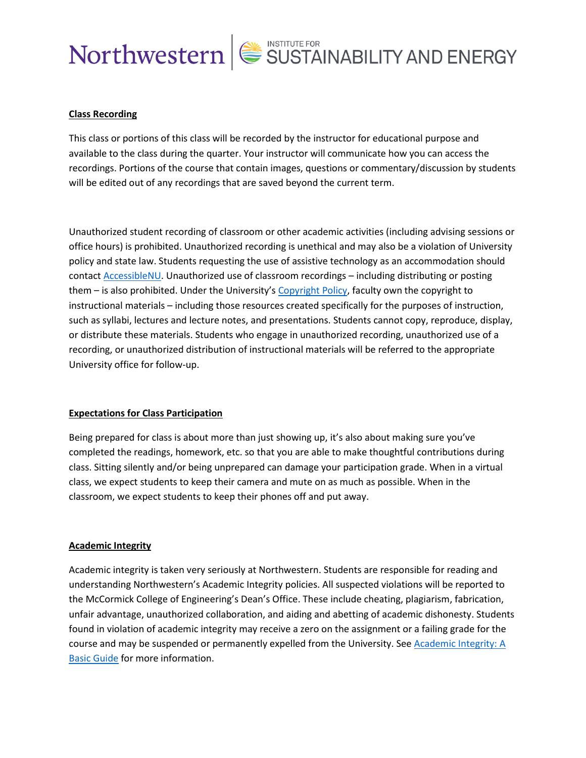**Class Recording**

This class or portions of this class will be recorded by the instructor for educational purpose and available to the class during the quarter. Your instructor will communicate how you can access the recordings. Portions of the course that contain images, questions or commentary/discussion by students will be edited out of any recordings that are saved beyond the current term.

Unauthorized student recording of classroom or other academic activities (including advising sessions or office hours) is prohibited. Unauthorized recording is unethical and may also be a violation of University policy and state law. Students requesting the use of assistive technology as an accommodation should contact AccessibleNU. Unauthorized use of classroom recordings – including distributing or posting them – is also prohibited. Under the University's Copyright Policy, faculty own the copyright to instructional materials – including those resources created specifically for the purposes of instruction, such as syllabi, lectures and lecture notes, and presentations. Students cannot copy, reproduce, display, or distribute these materials. Students who engage in unauthorized recording, unauthorized use of a recording, or unauthorized distribution of instructional materials will be referred to the appropriate University office for follow-up.

**Expectations for Class Participation**

Being prepared for class is about more than just showing up, it's also about making sure you've completed the readings, homework, etc. so that you are able to make thoughtful contributions during class. Sitting silently and/or being unprepared can damage your participation grade. When in a virtual class, we expect students to keep their camera and mute on as much as possible. When in the classroom, we expect students to keep their phones off and put away.

**Academic Integrity**

Academic integrity is taken very seriously at Northwestern. Students are responsible for reading and understanding Northwestern's Academic Integrity policies. All suspected violations will be reported to the McCormick College of Engineering's Dean's Office. These include cheating, plagiarism, fabrication, unfair advantage, unauthorized collaboration, and aiding and abetting of academic dishonesty. Students found in violation of academic integrity may receive a zero on the assignment or a failing grade for the course and may be suspended or permanently expelled from the University. See Academic Integrity: A Basic Guide for more information.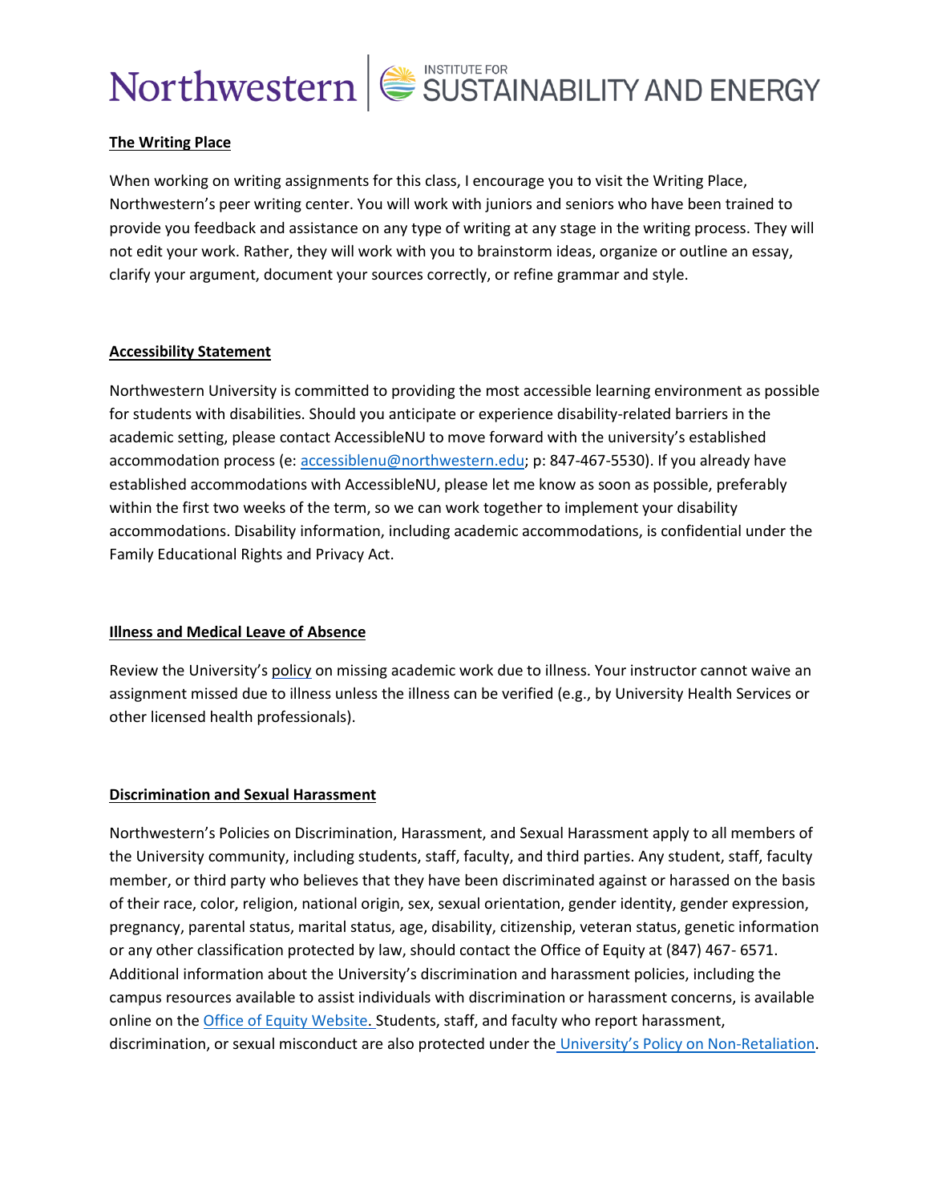### The Writing Place

When working on writing assignments for this class, I encourage you to visit the Writing Place, Northwestern's peer writing center. You will work with juniors and seniors who have been trained to provide you feedback and assistance on any type of writing at any stage in the writing process. They will not edit your work. Rather, they will work with you to brainstorm ideas, organize or outline an essay, clarify your argument, document your sources correctly, or refine grammar and style.

### Accessibility Statement

Northwestern University is committed to providing the most accessible learning environment as possible for students with disabilities. Should you anticipate or experience disability-related barriers in the academic setting, please contact AccessibleNU to move forward with the university's established accommodation process (e: [accessiblenu@northwestern.edu](mailto:accessiblenu@northwestern.edu); p: 847-467-5530). If you already have established accommodations with AccessibleNU, please let me know as soon as possible, preferably within the first two weeks of the term, so we can work together to implement your disability accommodations. Disability information, including academic accommodations, is confidential under the Family Educational Rights and Privacy Act.

### Illness and Medical Leave of Absence

Review the University's policy on missing academic work due to illness. Your instructor cannot waive an assignment missed due to illness unless the illness can be verified (e.g., by University Health Services or other licensed health professionals).

### Discrimination and Sexual Harassment

Northwestern's Policies on Discrimination, Harassment, and Sexual Harassment apply to all members of the University community, including students, staff, faculty, and third parties. Any student, staff, faculty member, or third party who believes that they have been discriminated against or harassed on the basis of their race, color, religion, national origin, sex, sexual orientation, gender identity, gender expression, pregnancy, parental status, marital status, age, disability, citizenship, veteran status, genetic information or any other classification protected by law, should contact the Office of Equity at (847) 467- 6571. Additional information about the University's discrimination and harassment policies, including the campus resources available to assist individuals with discrimination or harassment concerns, is available online on the Office of Equity Website. Students, staff, and faculty who report harassment, discrimination, or sexual misconduct are also protected under the University's Policy on Non-Retaliation.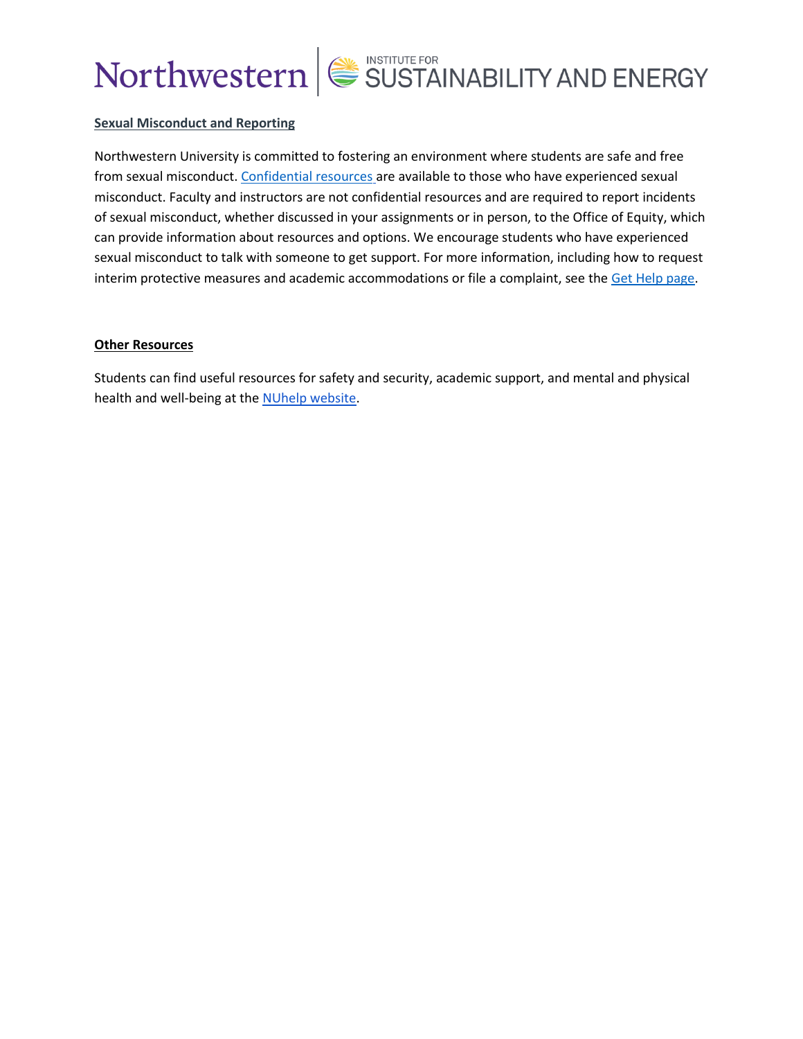**Sexual Misconduct and Reporting**

Northwestern University is committed to fostering an environment where students are safe and free from sexual misconduct. Confidential resources are available to those who have experienced sexual misconduct. Faculty and instructors are not confidential resources and are required to report incidents of sexual misconduct, whether discussed in your assignments or in person, to the Office of Equity, which can provide information about resources and options. We encourage students who have experienced sexual misconduct to talk with someone to get support. For more information, including how to request interim protective measures and academic accommodations or file a complaint, see the Get Help page.

**Other Resources**

Students can find useful resources for safety and security, academic support, and mental and physical health and well-being at the NUhelp website.